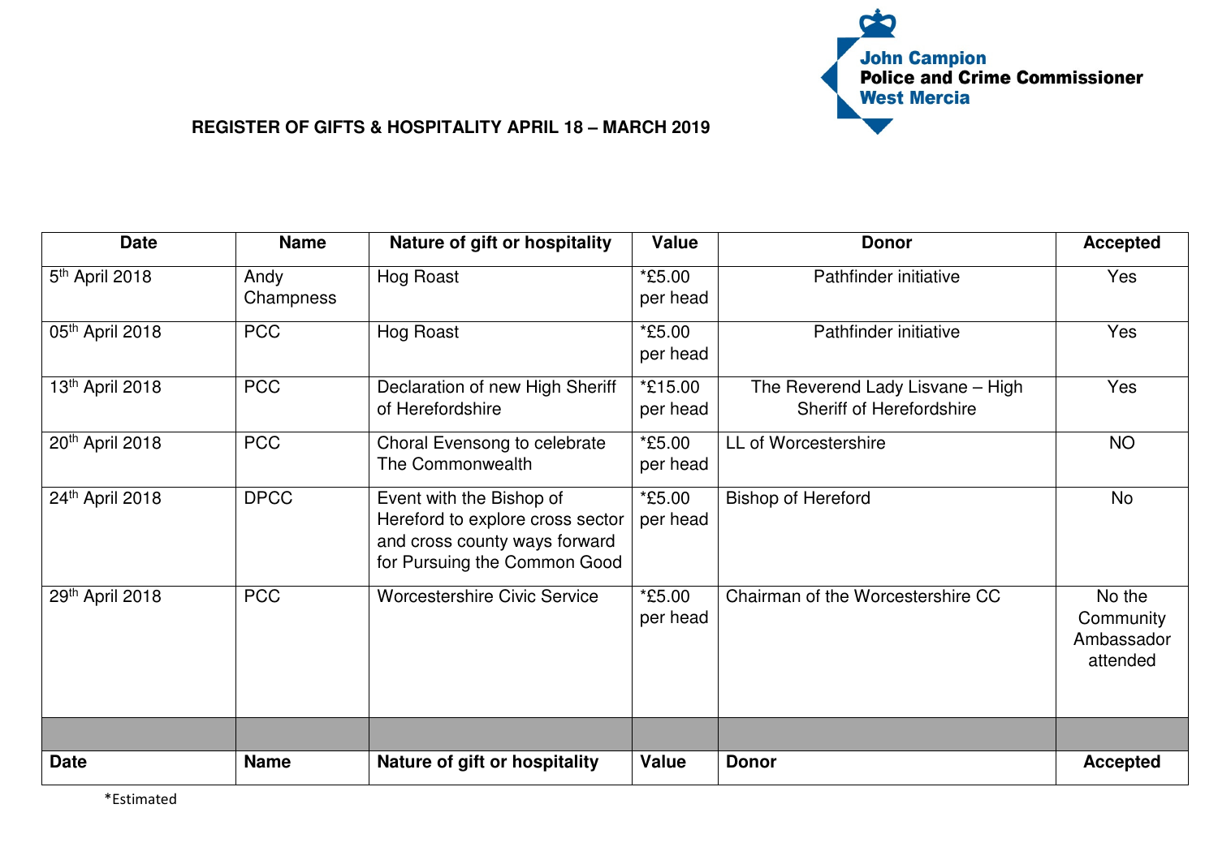John Campion
**Police and Crime Commissioner**
West Mercia

**REGISTER OF GIFTS & HOSPITALITY APRIL 18 – MARCH 2019**

| Date | Name | Nature of gift or hospitality | Value | Donor | Accepted |
|---|---|---|---|---|---|
| 5th April 2018 | Andy Champness | Hog Roast | *£5.00 per head | Pathfinder initiative | Yes |
| 05th April 2018 | PCC | Hog Roast | *£5.00 per head | Pathfinder initiative | Yes |
| 13th April 2018 | PCC | Declaration of new High Sheriff of Herefordshire | *£15.00 per head | The Reverend Lady Lisvane – High Sheriff of Herefordshire | Yes |
| 20th April 2018 | PCC | Choral Evensong to celebrate The Commonwealth | *£5.00 per head | LL of Worcestershire | NO |
| 24th April 2018 | DPCC | Event with the Bishop of Hereford to explore cross sector and cross county ways forward for Pursuing the Common Good | *£5.00 per head | Bishop of Hereford | No |
| 29th April 2018 | PCC | Worcestershire Civic Service | *£5.00 per head | Chairman of the Worcestershire CC | No the Community Ambassador attended |
| | | | | | |
| **Date** | **Name** | **Nature of gift or hospitality** | **Value** | **Donor** | **Accepted** |

*Estimated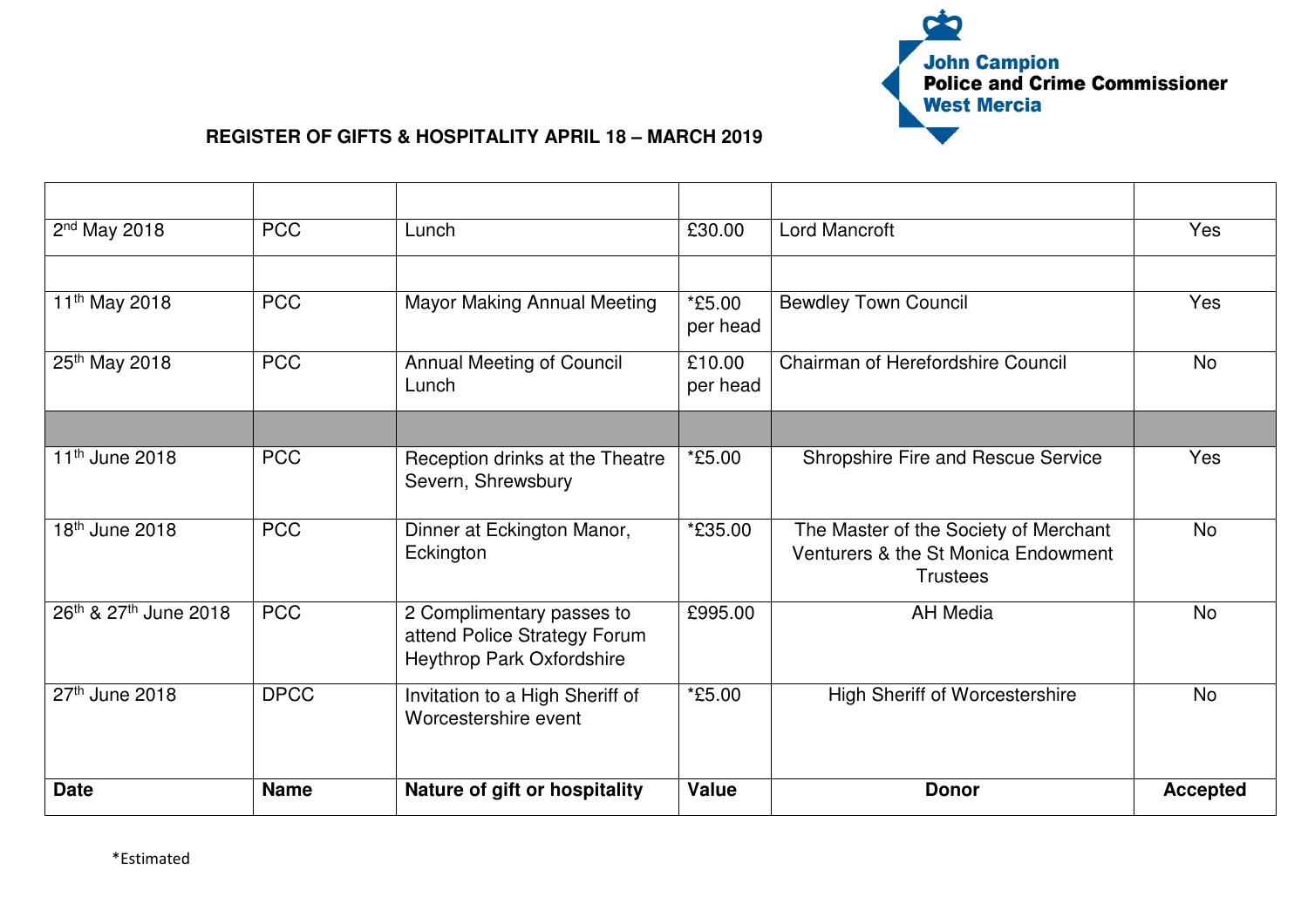John Campion
Police and Crime Commissioner
West Mercia

**REGISTER OF GIFTS & HOSPITALITY APRIL 18 – MARCH 2019**

| Date | Name | Nature of gift or hospitality | Value | Donor | Accepted |
|---|---|---|---|---|---|
| | | | | | |
| 2nd May 2018 | PCC | Lunch | £30.00 | Lord Mancroft | Yes |
| | | | | | |
| 11th May 2018 | PCC | Mayor Making Annual Meeting | *£5.00 per head | Bewdley Town Council | Yes |
| 25th May 2018 | PCC | Annual Meeting of Council Lunch | £10.00 per head | Chairman of Herefordshire Council | No |
| | | | | | |
| 11th June 2018 | PCC | Reception drinks at the Theatre Severn, Shrewsbury | *£5.00 | Shropshire Fire and Rescue Service | Yes |
| 18th June 2018 | PCC | Dinner at Eckington Manor, Eckington | *£35.00 | The Master of the Society of Merchant Venturers & the St Monica Endowment Trustees | No |
| 26th & 27th June 2018 | PCC | 2 Complimentary passes to attend Police Strategy Forum Heythrop Park Oxfordshire | £995.00 | AH Media | No |
| 27th June 2018 | DPCC | Invitation to a High Sheriff of Worcestershire event | *£5.00 | High Sheriff of Worcestershire | No |

*Estimated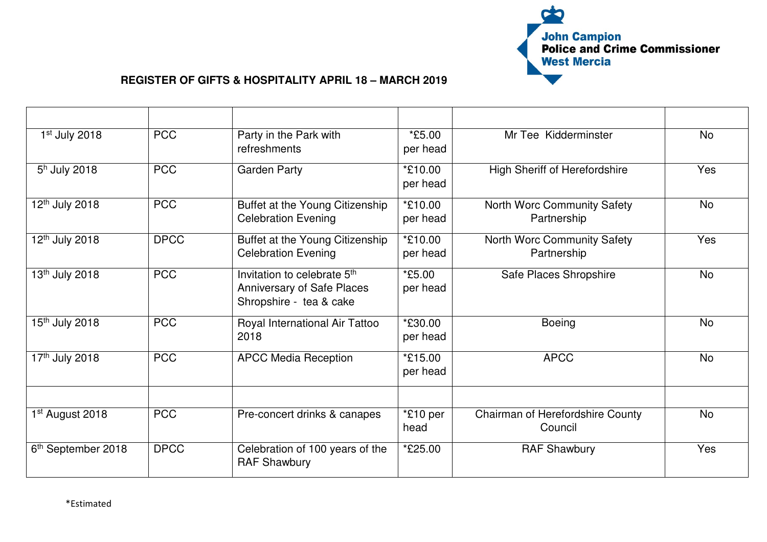John Campion
Police and Crime Commissioner
West Mercia

**REGISTER OF GIFTS & HOSPITALITY APRIL 18 – MARCH 2019**

| | | | | | |
|---|---|---|---|---|---|
| 1st July 2018 | PCC | Party in the Park with refreshments | *£5.00 per head | Mr Tee Kidderminster | No |
| 5h July 2018 | PCC | Garden Party | *£10.00 per head | High Sheriff of Herefordshire | Yes |
| 12th July 2018 | PCC | Buffet at the Young Citizenship Celebration Evening | *£10.00 per head | North Worc Community Safety Partnership | No |
| 12th July 2018 | DPCC | Buffet at the Young Citizenship Celebration Evening | *£10.00 per head | North Worc Community Safety Partnership | Yes |
| 13th July 2018 | PCC | Invitation to celebrate 5th Anniversary of Safe Places Shropshire - tea & cake | *£5.00 per head | Safe Places Shropshire | No |
| 15th July 2018 | PCC | Royal International Air Tattoo 2018 | *£30.00 per head | Boeing | No |
| 17th July 2018 | PCC | APCC Media Reception | *£15.00 per head | APCC | No |
| | | | | | |
| 1st August 2018 | PCC | Pre-concert drinks & canapes | *£10 per head | Chairman of Herefordshire County Council | No |
| 6th September 2018 | DPCC | Celebration of 100 years of the RAF Shawbury | *£25.00 | RAF Shawbury | Yes |

*Estimated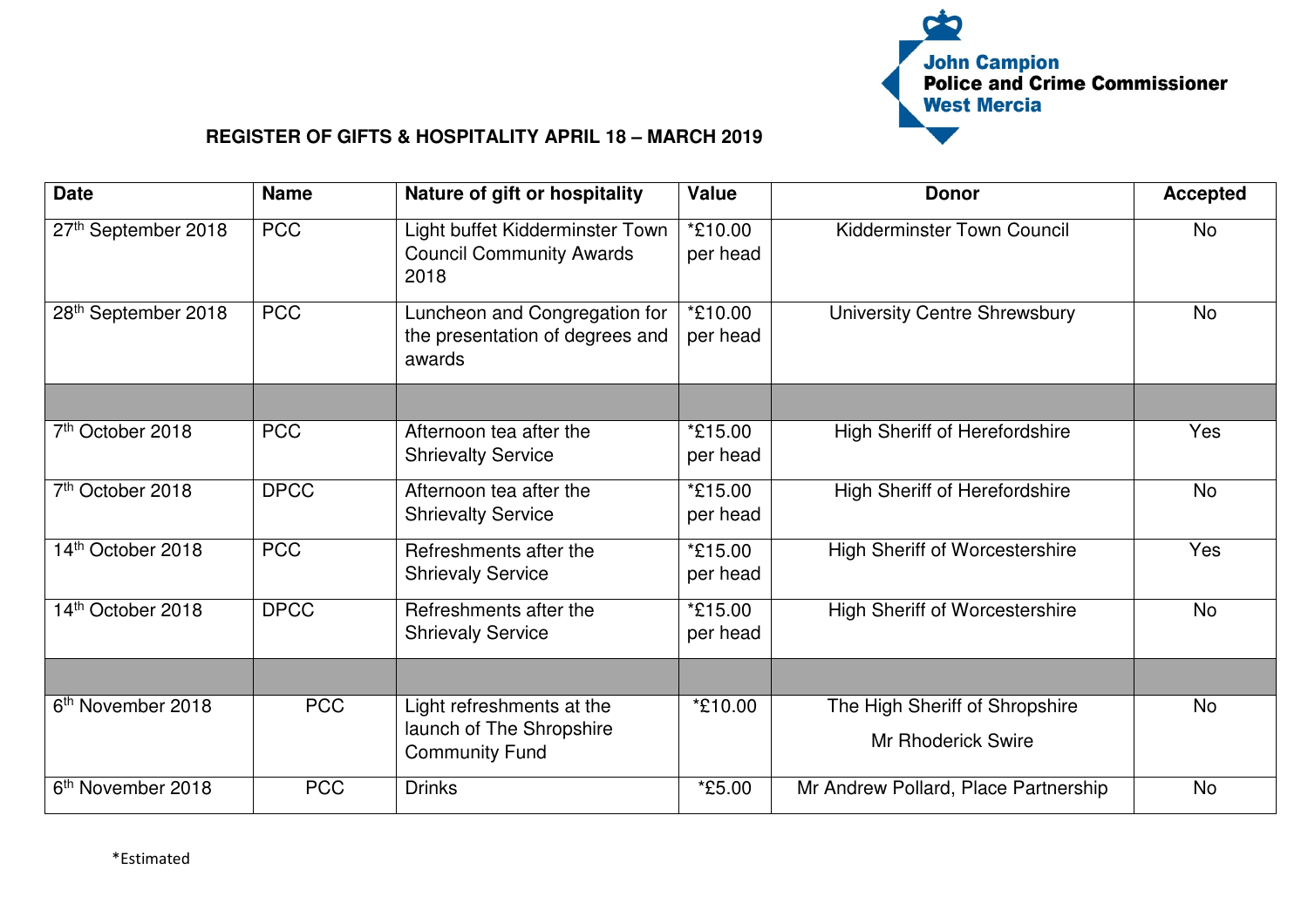**John Campion**
**Police and Crime Commissioner**
**West Mercia**

## REGISTER OF GIFTS & HOSPITALITY APRIL 18 – MARCH 2019

| Date | Name | Nature of gift or hospitality | Value | Donor | Accepted |
|---|---|---|---|---|---|
| 27th September 2018 | PCC | Light buffet Kidderminster Town Council Community Awards 2018 | *£10.00 per head | Kidderminster Town Council | No |
| 28th September 2018 | PCC | Luncheon and Congregation for the presentation of degrees and awards | *£10.00 per head | University Centre Shrewsbury | No |
| | | | | | |
| 7th October 2018 | PCC | Afternoon tea after the Shrievalty Service | *£15.00 per head | High Sheriff of Herefordshire | Yes |
| 7th October 2018 | DPCC | Afternoon tea after the Shrievalty Service | *£15.00 per head | High Sheriff of Herefordshire | No |
| 14th October 2018 | PCC | Refreshments after the Shrievaly Service | *£15.00 per head | High Sheriff of Worcestershire | Yes |
| 14th October 2018 | DPCC | Refreshments after the Shrievaly Service | *£15.00 per head | High Sheriff of Worcestershire | No |
| | | | | | |
| 6th November 2018 | PCC | Light refreshments at the launch of The Shropshire Community Fund | *£10.00 | The High Sheriff of Shropshire Mr Rhoderick Swire | No |
| 6th November 2018 | PCC | Drinks | *£5.00 | Mr Andrew Pollard, Place Partnership | No |

*Estimated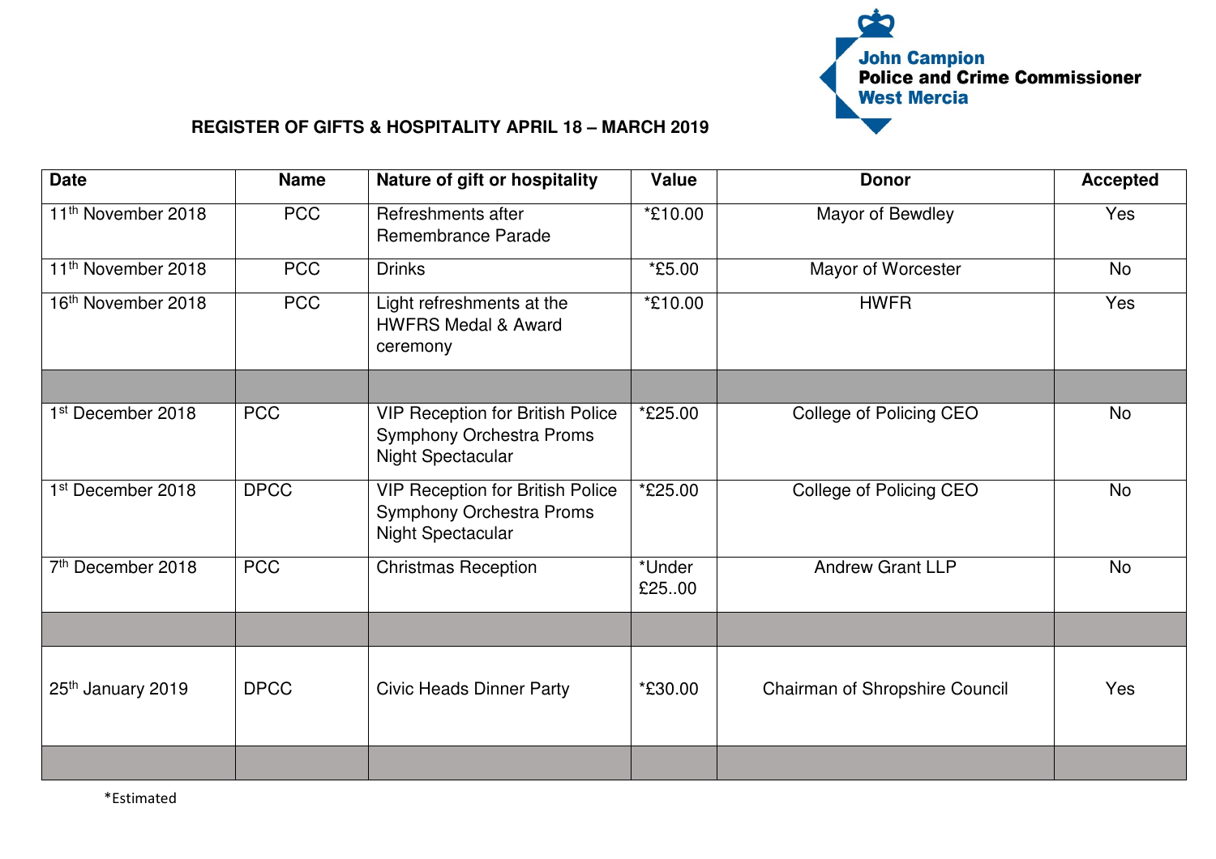John Campion
**Police and Crime Commissioner**
West Mercia

**REGISTER OF GIFTS & HOSPITALITY APRIL 18 – MARCH 2019**

| Date | Name | Nature of gift or hospitality | Value | Donor | Accepted |
|---|---|---|---|---|---|
| 11th November 2018 | PCC | Refreshments after Remembrance Parade | *£10.00 | Mayor of Bewdley | Yes |
| 11th November 2018 | PCC | Drinks | *£5.00 | Mayor of Worcester | No |
| 16th November 2018 | PCC | Light refreshments at the HWFRS Medal & Award ceremony | *£10.00 | HWFR | Yes |
| | | | | | |
| 1st December 2018 | PCC | VIP Reception for British Police Symphony Orchestra Proms Night Spectacular | *£25.00 | College of Policing CEO | No |
| 1st December 2018 | DPCC | VIP Reception for British Police Symphony Orchestra Proms Night Spectacular | *£25.00 | College of Policing CEO | No |
| 7th December 2018 | PCC | Christmas Reception | *Under £25..00 | Andrew Grant LLP | No |
| | | | | | |
| 25th January 2019 | DPCC | Civic Heads Dinner Party | *£30.00 | Chairman of Shropshire Council | Yes |
| | | | | | |

*Estimated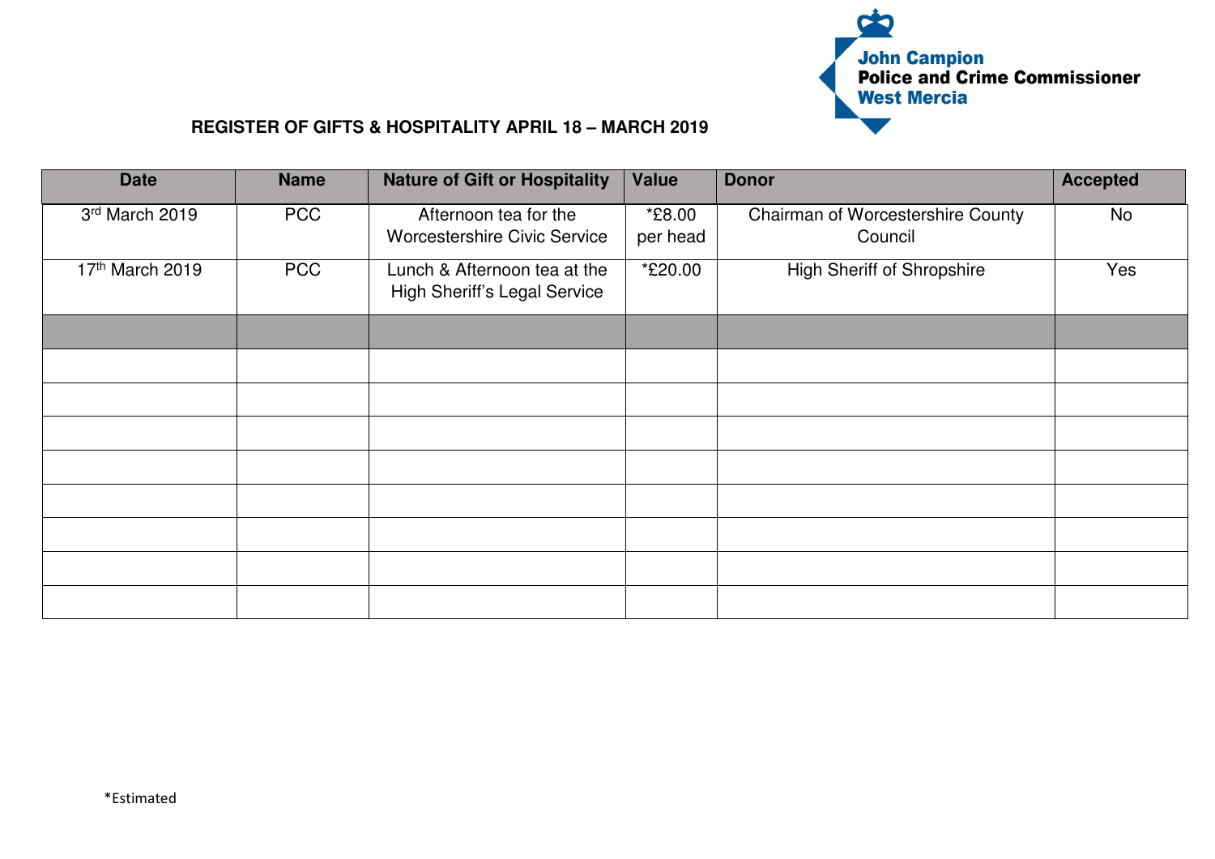John Campion
Police and Crime Commissioner
West Mercia

**REGISTER OF GIFTS & HOSPITALITY APRIL 18 – MARCH 2019**

| Date | Name | Nature of Gift or Hospitality | Value | Donor | Accepted |
|---|---|---|---|---|---|
| 3rd March 2019 | PCC | Afternoon tea for the Worcestershire Civic Service | *£8.00 per head | Chairman of Worcestershire County Council | No |
| 17th March 2019 | PCC | Lunch & Afternoon tea at the High Sheriff's Legal Service | *£20.00 | High Sheriff of Shropshire | Yes |
| | | | | | |
| | | | | | |
| | | | | | |
| | | | | | |
| | | | | | |
| | | | | | |
| | | | | | |
| | | | | | |
| | | | | | |

*Estimated